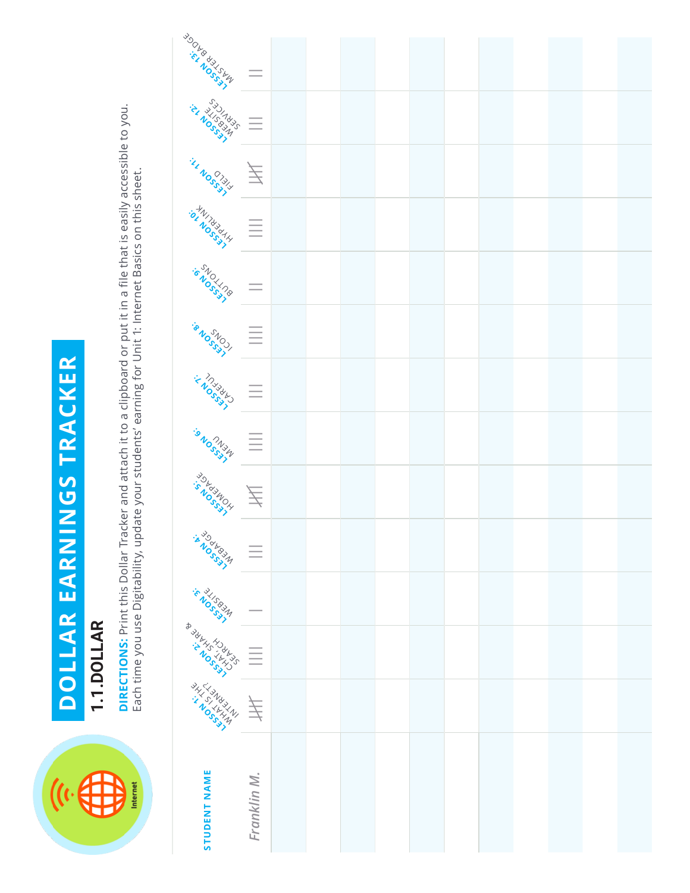# DOLLAR EARNINGS TRACKER

## 1.1.DOLLAR

**DIRECTIONS:** Print this Dollar Tracker and attach it to a clipboard or put it in a file that is easily accessible to you. Each time you use Digitability, update your students' earning for Unit 1: Internet Basics on this sheet.

| STUDENT NAME | LESSON 1: WHAT IS THE INTERNET? | LESSON 2: CHAT, SHARE & SEARCH | LESSON 3: WEBSITE | LESSON 4: WEBPAGE | LESSON 5: HOMEPAGE | LESSON 6: MENU | LESSON 7: CAREFUL | LESSON 8: ICONS | LESSON 9: BUTTONS | LESSON 10: HYPERLINK | LESSON 11: FIELD | LESSON 12: WEBSITE SERVICES | LESSON 13: MASTER BADGE |
|---|---|---|---|---|---|---|---|---|---|---|---|---|---|
| *Franklin M.* | 𝍸 | IIII | I | III | 𝍸 | IIII | III | IIII | II | IIII | 𝍸 | III | II |
| | | | | | | | | | | | | | |
| | | | | | | | | | | | | | |
| | | | | | | | | | | | | | |
| | | | | | | | | | | | | | |
| | | | | | | | | | | | | | |
| | | | | | | | | | | | | | |
| | | | | | | | | | | | | | |
| | | | | | | | | | | | | | |
| | | | | | | | | | | | | | |
| | | | | | | | | | | | | | |
| | | | | | | | | | | | | | |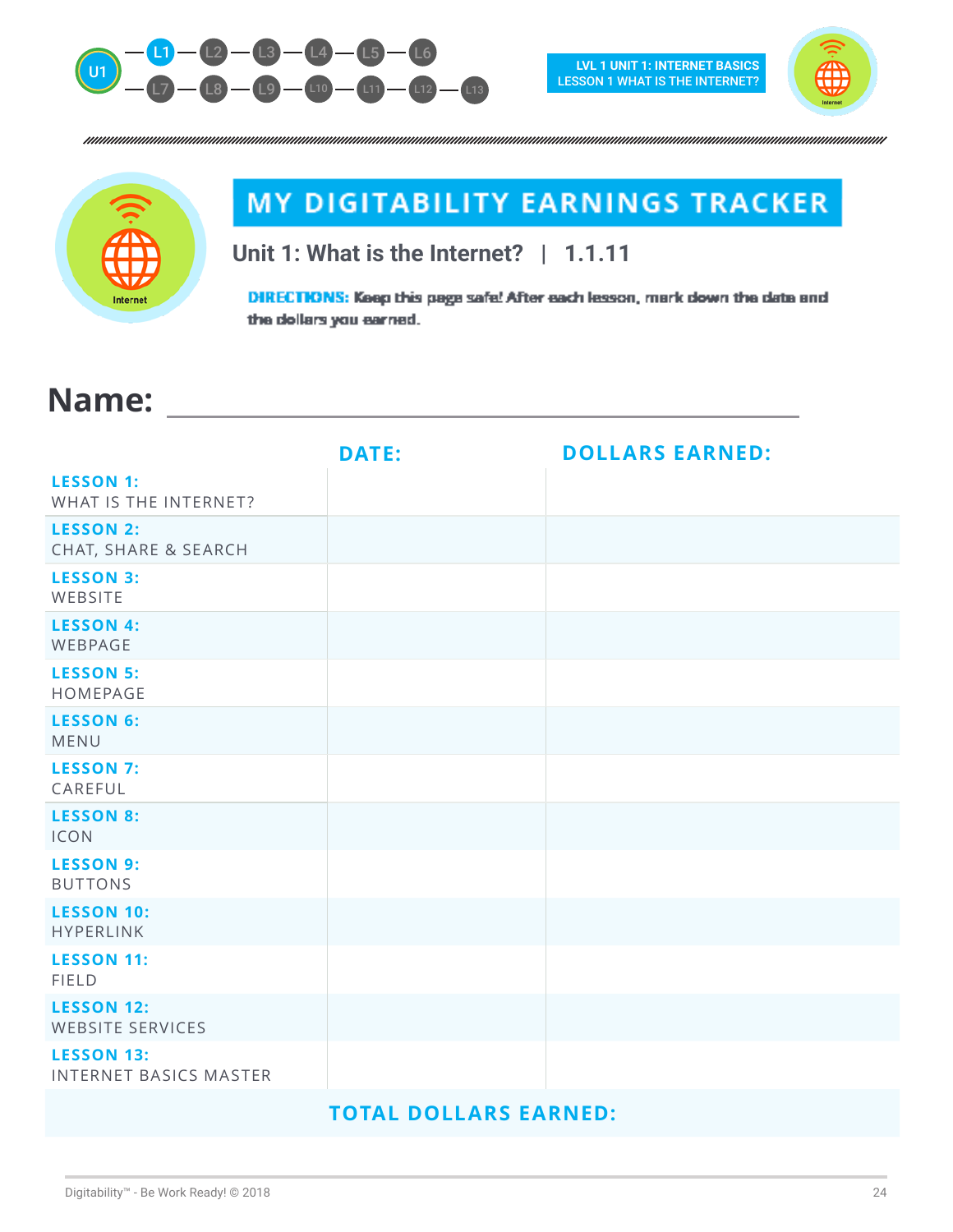# MY DIGITABILITY EARNINGS TRACKER

## Unit 1: What is the Internet? | 1.1.11

**DIRECTIONS:** Keep this page safe! After each lesson, mark down the date and the dollars you earned.

**Name:** ______________________________________

| | DATE: | DOLLARS EARNED: |
|---|---|---|
| **LESSON 1:** WHAT IS THE INTERNET? | | |
| **LESSON 2:** CHAT, SHARE & SEARCH | | |
| **LESSON 3:** WEBSITE | | |
| **LESSON 4:** WEBPAGE | | |
| **LESSON 5:** HOMEPAGE | | |
| **LESSON 6:** MENU | | |
| **LESSON 7:** CAREFUL | | |
| **LESSON 8:** ICON | | |
| **LESSON 9:** BUTTONS | | |
| **LESSON 10:** HYPERLINK | | |
| **LESSON 11:** FIELD | | |
| **LESSON 12:** WEBSITE SERVICES | | |
| **LESSON 13:** INTERNET BASICS MASTER | | |
| | **TOTAL DOLLARS EARNED:** | |